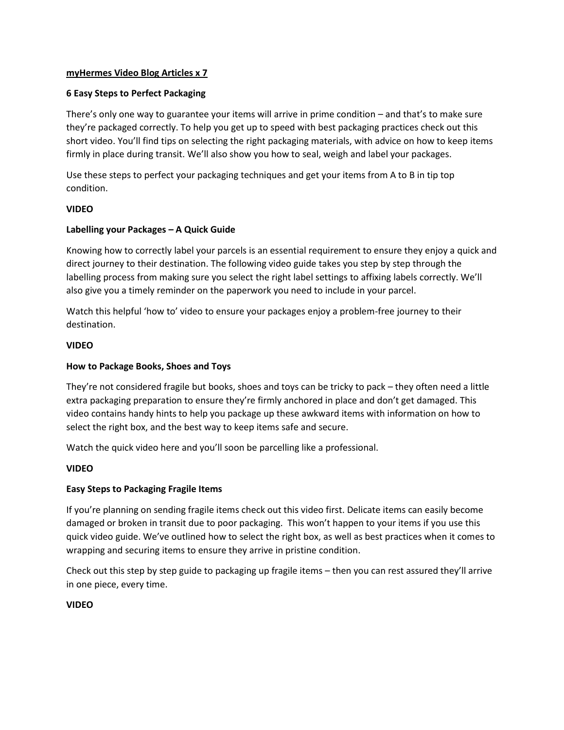**<u>myHermes Video Blog Articles x 7</u>**

**6 Easy Steps to Perfect Packaging**

There's only one way to guarantee your items will arrive in prime condition – and that's to make sure they're packaged correctly. To help you get up to speed with best packaging practices check out this short video. You'll find tips on selecting the right packaging materials, with advice on how to keep items firmly in place during transit. We'll also show you how to seal, weigh and label your packages.

Use these steps to perfect your packaging techniques and get your items from A to B in tip top condition.

**VIDEO**

**Labelling your Packages – A Quick Guide**

Knowing how to correctly label your parcels is an essential requirement to ensure they enjoy a quick and direct journey to their destination. The following video guide takes you step by step through the labelling process from making sure you select the right label settings to affixing labels correctly. We'll also give you a timely reminder on the paperwork you need to include in your parcel.

Watch this helpful 'how to' video to ensure your packages enjoy a problem-free journey to their destination.

**VIDEO**

**How to Package Books, Shoes and Toys**

They're not considered fragile but books, shoes and toys can be tricky to pack – they often need a little extra packaging preparation to ensure they're firmly anchored in place and don't get damaged. This video contains handy hints to help you package up these awkward items with information on how to select the right box, and the best way to keep items safe and secure.

Watch the quick video here and you'll soon be parcelling like a professional.

**VIDEO**

**Easy Steps to Packaging Fragile Items**

If you're planning on sending fragile items check out this video first. Delicate items can easily become damaged or broken in transit due to poor packaging. This won't happen to your items if you use this quick video guide. We've outlined how to select the right box, as well as best practices when it comes to wrapping and securing items to ensure they arrive in pristine condition.

Check out this step by step guide to packaging up fragile items – then you can rest assured they'll arrive in one piece, every time.

**VIDEO**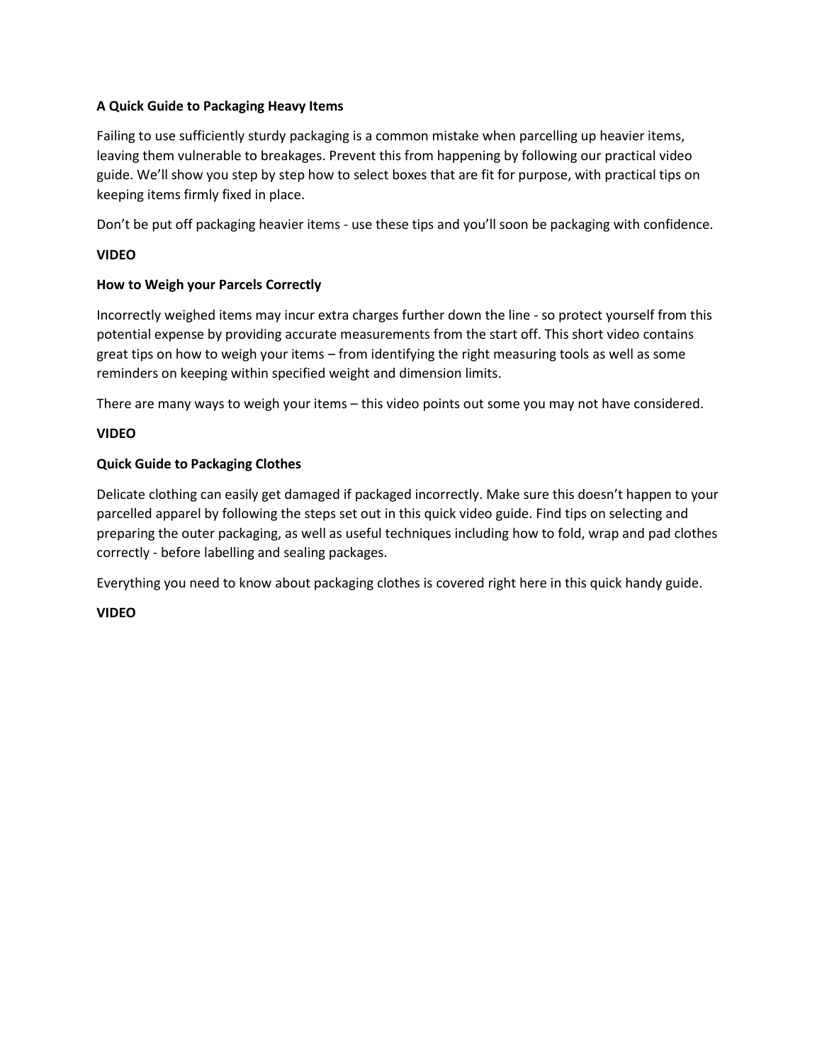**A Quick Guide to Packaging Heavy Items**

Failing to use sufficiently sturdy packaging is a common mistake when parcelling up heavier items, leaving them vulnerable to breakages. Prevent this from happening by following our practical video guide. We'll show you step by step how to select boxes that are fit for purpose, with practical tips on keeping items firmly fixed in place.

Don't be put off packaging heavier items - use these tips and you'll soon be packaging with confidence.

**VIDEO**

**How to Weigh your Parcels Correctly**

Incorrectly weighed items may incur extra charges further down the line - so protect yourself from this potential expense by providing accurate measurements from the start off. This short video contains great tips on how to weigh your items – from identifying the right measuring tools as well as some reminders on keeping within specified weight and dimension limits.

There are many ways to weigh your items – this video points out some you may not have considered.

**VIDEO**

**Quick Guide to Packaging Clothes**

Delicate clothing can easily get damaged if packaged incorrectly. Make sure this doesn't happen to your parcelled apparel by following the steps set out in this quick video guide. Find tips on selecting and preparing the outer packaging, as well as useful techniques including how to fold, wrap and pad clothes correctly - before labelling and sealing packages.

Everything you need to know about packaging clothes is covered right here in this quick handy guide.

**VIDEO**